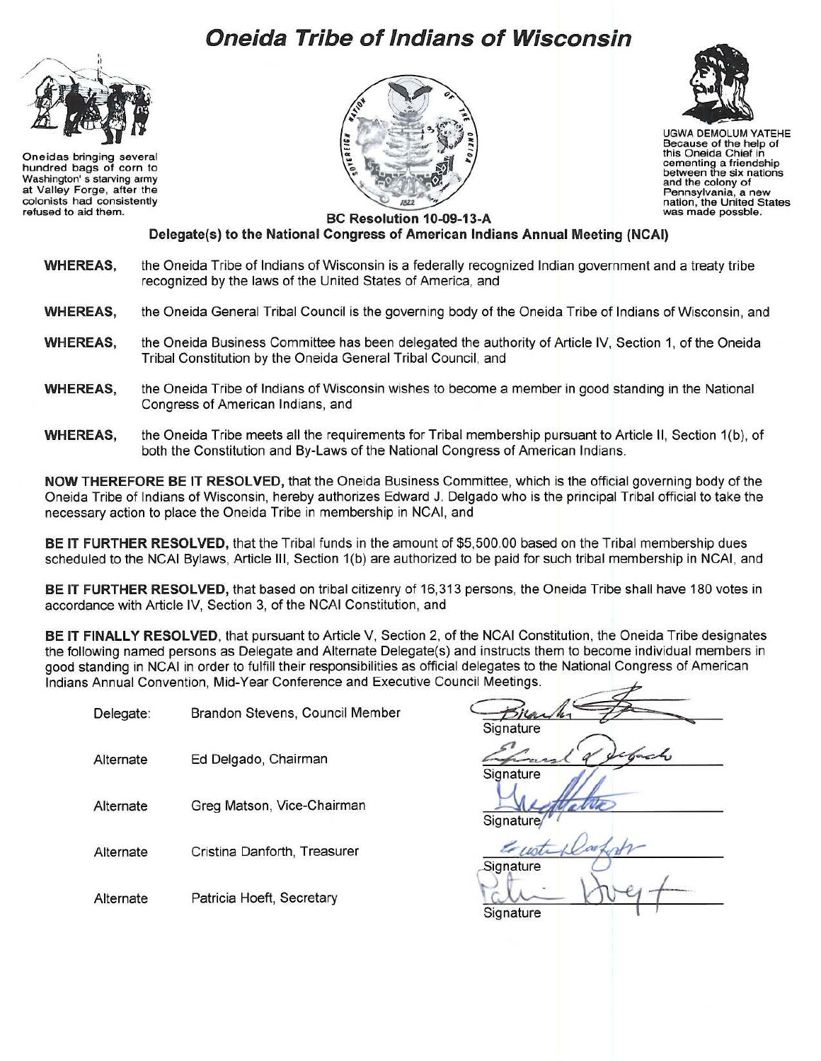# Oneida Tribe of Indians of Wisconsin

Oneidas bringing several hundred bags of corn to Washington's starving army at Valley Forge, after the colonists had consistently refused to aid them.

UGWA DEMOLUM YATEHE
Because of the help of this Oneida Chief in cementing a friendship between the six nations and the colony of Pennsylvania, a new nation, the United States was made possble.

## BC Resolution 10-09-13-A

### Delegate(s) to the National Congress of American Indians Annual Meeting (NCAI)

**WHEREAS,** the Oneida Tribe of Indians of Wisconsin is a federally recognized Indian government and a treaty tribe recognized by the laws of the United States of America, and

**WHEREAS,** the Oneida General Tribal Council is the governing body of the Oneida Tribe of Indians of Wisconsin, and

**WHEREAS,** the Oneida Business Committee has been delegated the authority of Article IV, Section 1, of the Oneida Tribal Constitution by the Oneida General Tribal Council, and

**WHEREAS,** the Oneida Tribe of Indians of Wisconsin wishes to become a member in good standing in the National Congress of American Indians, and

**WHEREAS,** the Oneida Tribe meets all the requirements for Tribal membership pursuant to Article II, Section 1(b), of both the Constitution and By-Laws of the National Congress of American Indians.

**NOW THEREFORE BE IT RESOLVED,** that the Oneida Business Committee, which is the official governing body of the Oneida Tribe of Indians of Wisconsin, hereby authorizes Edward J. Delgado who is the principal Tribal official to take the necessary action to place the Oneida Tribe in membership in NCAI, and

**BE IT FURTHER RESOLVED,** that the Tribal funds in the amount of $5,500.00 based on the Tribal membership dues scheduled to the NCAI Bylaws, Article III, Section 1(b) are authorized to be paid for such tribal membership in NCAI, and

**BE IT FURTHER RESOLVED,** that based on tribal citizenry of 16,313 persons, the Oneida Tribe shall have 180 votes in accordance with Article IV, Section 3, of the NCAI Constitution, and

**BE IT FINALLY RESOLVED,** that pursuant to Article V, Section 2, of the NCAI Constitution, the Oneida Tribe designates the following named persons as Delegate and Alternate Delegate(s) and instructs them to become individual members in good standing in NCAI in order to fulfill their responsibilities as official delegates to the National Congress of American Indians Annual Convention, Mid-Year Conference and Executive Council Meetings.

| | | |
|---|---|---|
| Delegate: | Brandon Stevens, Council Member | Signature |
| Alternate | Ed Delgado, Chairman | Signature |
| Alternate | Greg Matson, Vice-Chairman | Signature |
| Alternate | Cristina Danforth, Treasurer | Signature |
| Alternate | Patricia Hoeft, Secretary | Signature |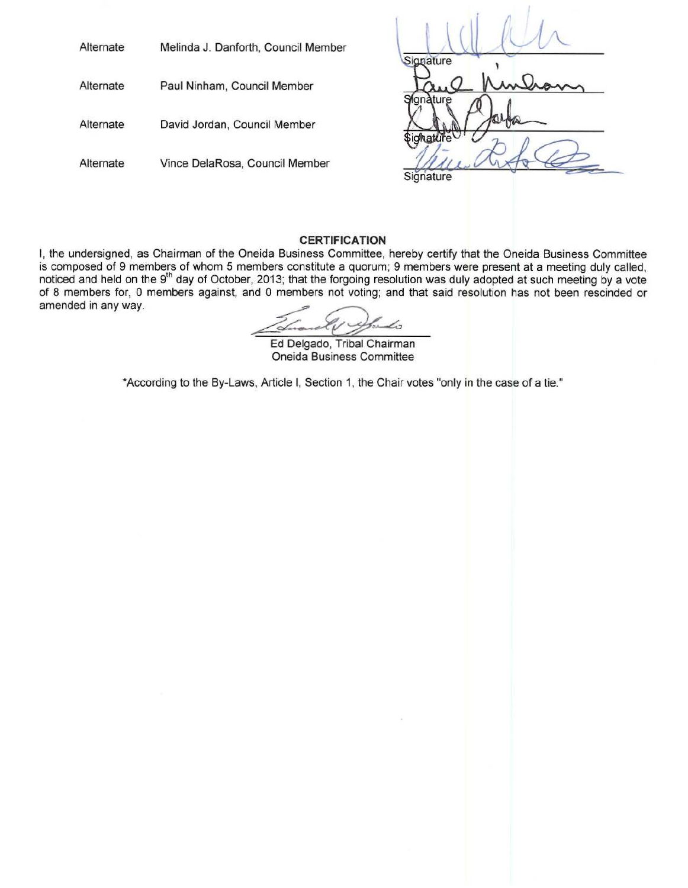| | | |
|---|---|---|
| Alternate | Melinda J. Danforth, Council Member | Signature |
| Alternate | Paul Ninham, Council Member | Signature |
| Alternate | David Jordan, Council Member | Signature |
| Alternate | Vince DelaRosa, Council Member | Signature |

**CERTIFICATION**

I, the undersigned, as Chairman of the Oneida Business Committee, hereby certify that the Oneida Business Committee is composed of 9 members of whom 5 members constitute a quorum; 9 members were present at a meeting duly called, noticed and held on the 9th day of October, 2013; that the forgoing resolution was duly adopted at such meeting by a vote of 8 members for, 0 members against, and 0 members not voting; and that said resolution has not been rescinded or amended in any way.

Ed Delgado, Tribal Chairman
Oneida Business Committee

*According to the By-Laws, Article I, Section 1, the Chair votes "only in the case of a tie."